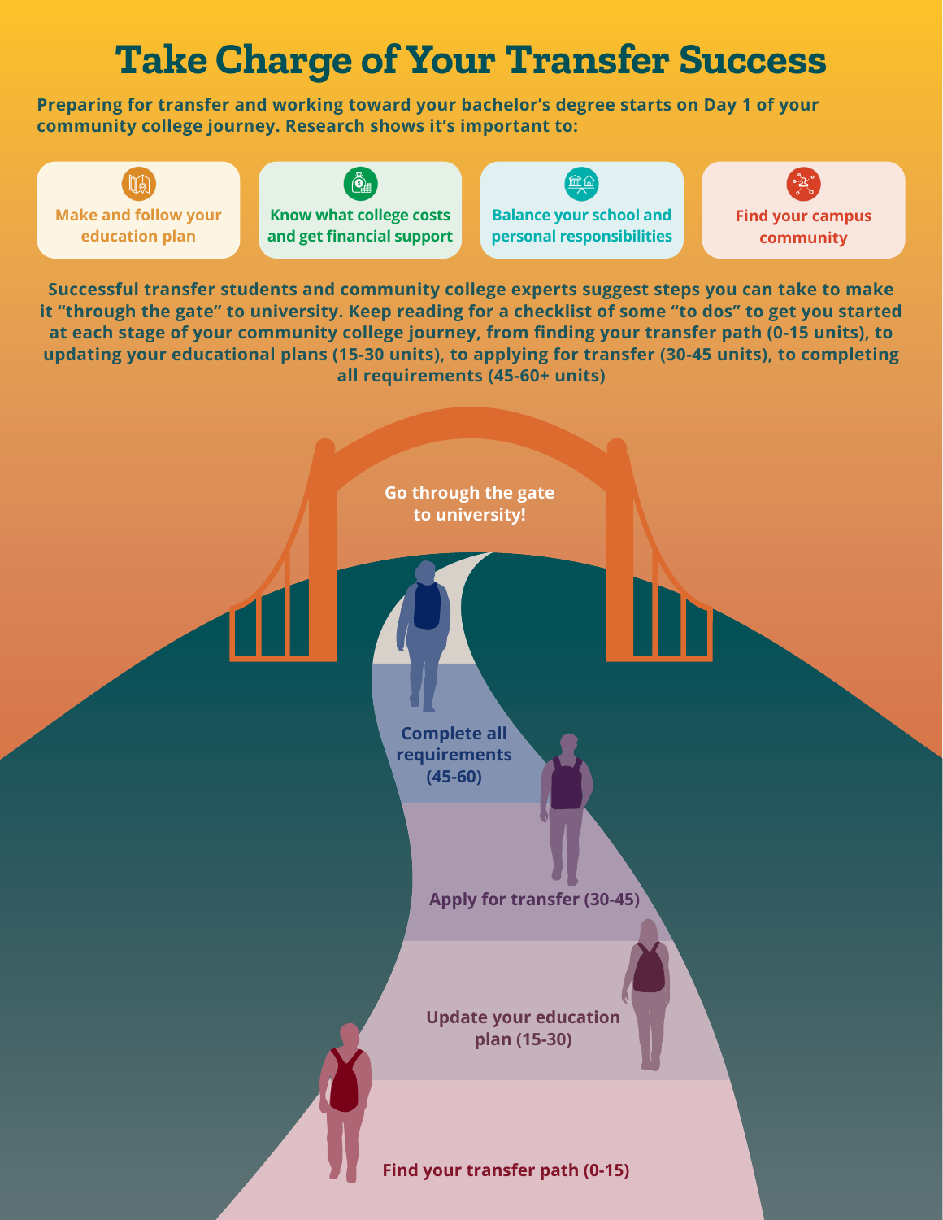# Take Charge of Your Transfer Success

**Preparing for transfer and working toward your bachelor's degree starts on Day 1 of your community college journey. Research shows it's important to:**

- **Make and follow your education plan**
- **Know what college costs and get financial support**
- **Balance your school and personal responsibilities**
- **Find your campus community**

**Successful transfer students and community college experts suggest steps you can take to make it "through the gate" to university. Keep reading for a checklist of some "to dos" to get you started at each stage of your community college journey, from finding your transfer path (0-15 units), to updating your educational plans (15-30 units), to applying for transfer (30-45 units), to completing all requirements (45-60+ units)**

**Go through the gate to university!**

**Complete all requirements (45-60)**

**Apply for transfer (30-45)**

**Update your education plan (15-30)**

**Find your transfer path (0-15)**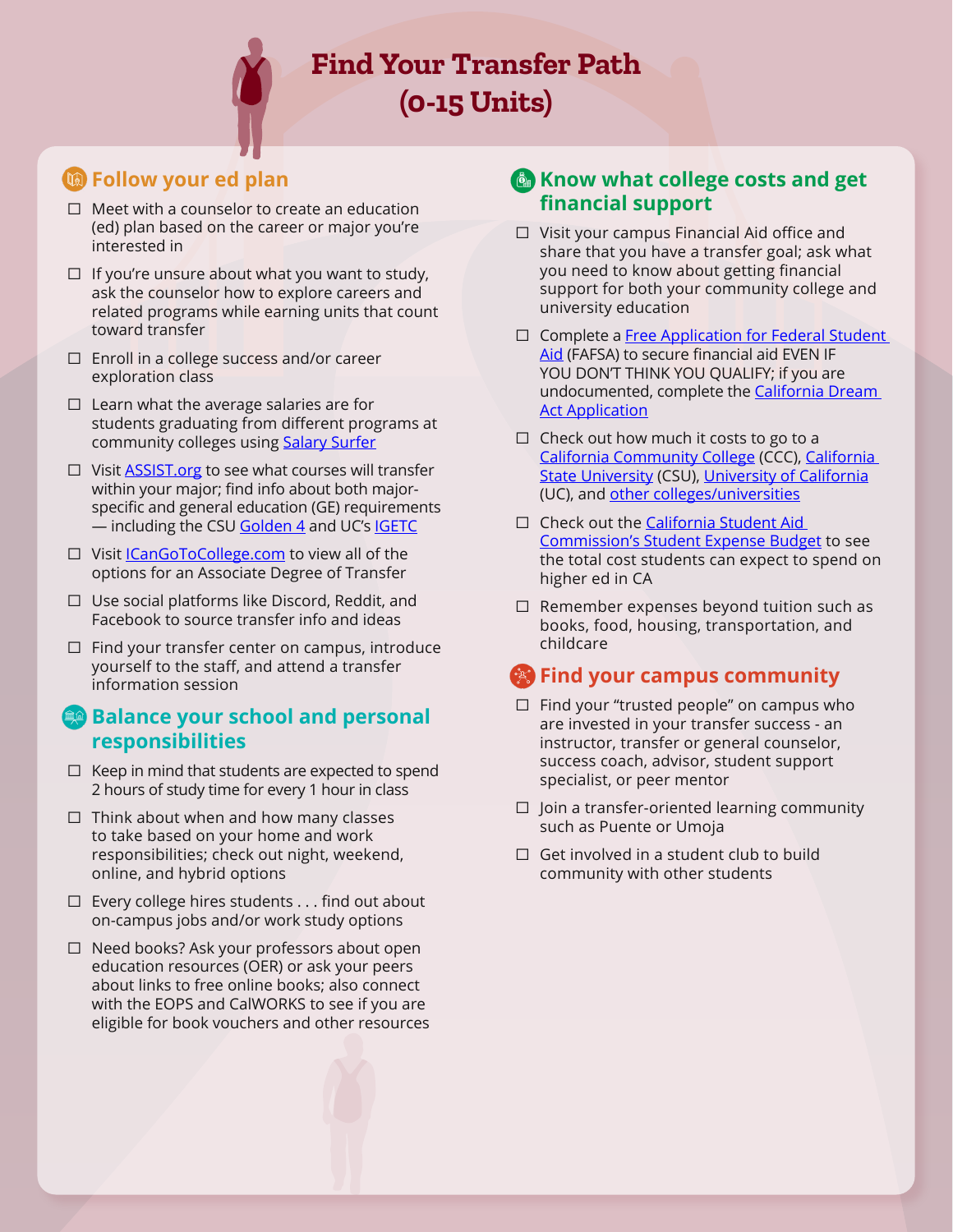# Find Your Transfer Path (0-15 Units)

## Follow your ed plan

- ☐ Meet with a counselor to create an education (ed) plan based on the career or major you're interested in
- ☐ If you're unsure about what you want to study, ask the counselor how to explore careers and related programs while earning units that count toward transfer
- ☐ Enroll in a college success and/or career exploration class
- ☐ Learn what the average salaries are for students graduating from different programs at community colleges using Salary Surfer
- ☐ Visit ASSIST.org to see what courses will transfer within your major; find info about both major-specific and general education (GE) requirements — including the CSU Golden 4 and UC's IGETC
- ☐ Visit ICanGoToCollege.com to view all of the options for an Associate Degree of Transfer
- ☐ Use social platforms like Discord, Reddit, and Facebook to source transfer info and ideas
- ☐ Find your transfer center on campus, introduce yourself to the staff, and attend a transfer information session

## Balance your school and personal responsibilities

- ☐ Keep in mind that students are expected to spend 2 hours of study time for every 1 hour in class
- ☐ Think about when and how many classes to take based on your home and work responsibilities; check out night, weekend, online, and hybrid options
- ☐ Every college hires students . . . find out about on-campus jobs and/or work study options
- ☐ Need books? Ask your professors about open education resources (OER) or ask your peers about links to free online books; also connect with the EOPS and CalWORKS to see if you are eligible for book vouchers and other resources

## Know what college costs and get financial support

- ☐ Visit your campus Financial Aid office and share that you have a transfer goal; ask what you need to know about getting financial support for both your community college and university education
- ☐ Complete a Free Application for Federal Student Aid (FAFSA) to secure financial aid EVEN IF YOU DON'T THINK YOU QUALIFY; if you are undocumented, complete the California Dream Act Application
- ☐ Check out how much it costs to go to a California Community College (CCC), California State University (CSU), University of California (UC), and other colleges/universities
- ☐ Check out the California Student Aid Commission's Student Expense Budget to see the total cost students can expect to spend on higher ed in CA
- ☐ Remember expenses beyond tuition such as books, food, housing, transportation, and childcare

## Find your campus community

- ☐ Find your "trusted people" on campus who are invested in your transfer success - an instructor, transfer or general counselor, success coach, advisor, student support specialist, or peer mentor
- ☐ Join a transfer-oriented learning community such as Puente or Umoja
- ☐ Get involved in a student club to build community with other students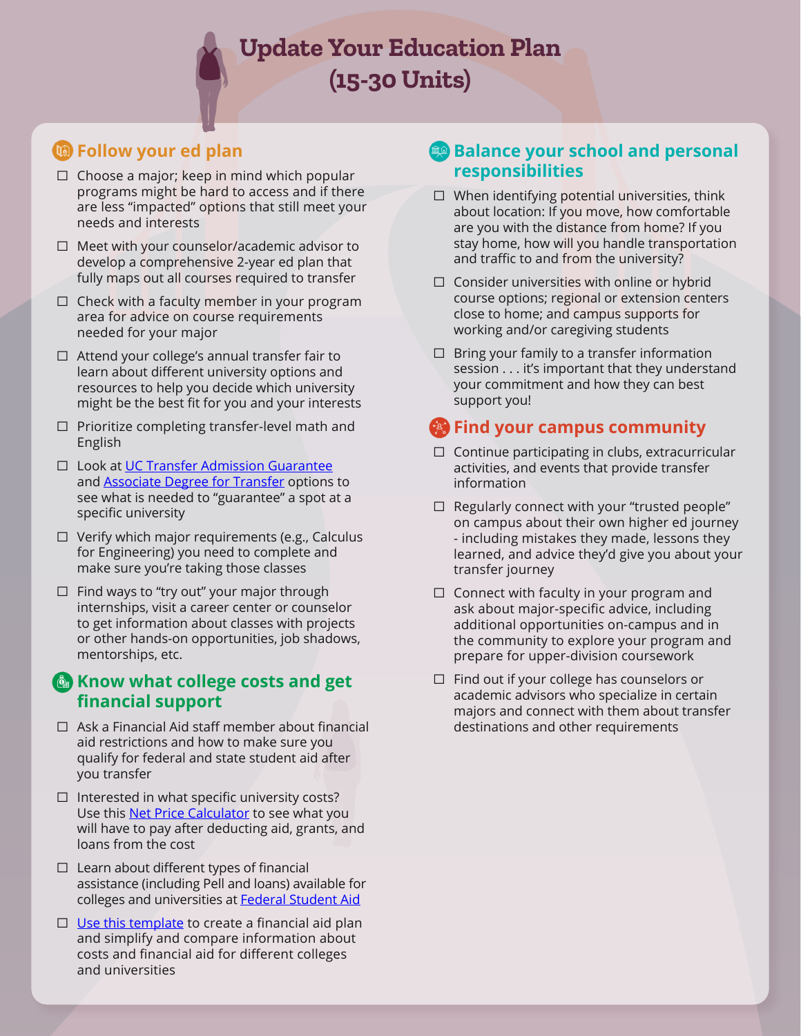# Update Your Education Plan (15-30 Units)

## Follow your ed plan

- ☐ Choose a major; keep in mind which popular programs might be hard to access and if there are less "impacted" options that still meet your needs and interests
- ☐ Meet with your counselor/academic advisor to develop a comprehensive 2-year ed plan that fully maps out all courses required to transfer
- ☐ Check with a faculty member in your program area for advice on course requirements needed for your major
- ☐ Attend your college's annual transfer fair to learn about different university options and resources to help you decide which university might be the best fit for you and your interests
- ☐ Prioritize completing transfer-level math and English
- ☐ Look at UC Transfer Admission Guarantee and Associate Degree for Transfer options to see what is needed to "guarantee" a spot at a specific university
- ☐ Verify which major requirements (e.g., Calculus for Engineering) you need to complete and make sure you're taking those classes
- ☐ Find ways to "try out" your major through internships, visit a career center or counselor to get information about classes with projects or other hands-on opportunities, job shadows, mentorships, etc.

## Know what college costs and get financial support

- ☐ Ask a Financial Aid staff member about financial aid restrictions and how to make sure you qualify for federal and state student aid after you transfer
- ☐ Interested in what specific university costs? Use this Net Price Calculator to see what you will have to pay after deducting aid, grants, and loans from the cost
- ☐ Learn about different types of financial assistance (including Pell and loans) available for colleges and universities at Federal Student Aid
- ☐ Use this template to create a financial aid plan and simplify and compare information about costs and financial aid for different colleges and universities

## Balance your school and personal responsibilities

- ☐ When identifying potential universities, think about location: If you move, how comfortable are you with the distance from home? If you stay home, how will you handle transportation and traffic to and from the university?
- ☐ Consider universities with online or hybrid course options; regional or extension centers close to home; and campus supports for working and/or caregiving students
- ☐ Bring your family to a transfer information session . . . it's important that they understand your commitment and how they can best support you!

## Find your campus community

- ☐ Continue participating in clubs, extracurricular activities, and events that provide transfer information
- ☐ Regularly connect with your "trusted people" on campus about their own higher ed journey - including mistakes they made, lessons they learned, and advice they'd give you about your transfer journey
- ☐ Connect with faculty in your program and ask about major-specific advice, including additional opportunities on-campus and in the community to explore your program and prepare for upper-division coursework
- ☐ Find out if your college has counselors or academic advisors who specialize in certain majors and connect with them about transfer destinations and other requirements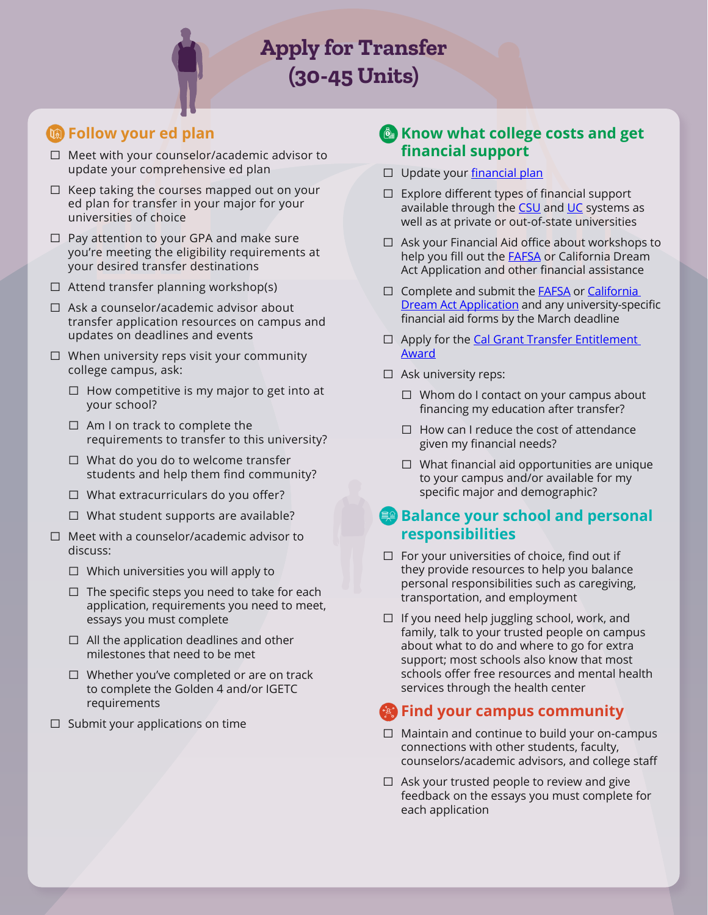# Apply for Transfer (30-45 Units)

## Follow your ed plan

- ☐ Meet with your counselor/academic advisor to update your comprehensive ed plan
- ☐ Keep taking the courses mapped out on your ed plan for transfer in your major for your universities of choice
- ☐ Pay attention to your GPA and make sure you're meeting the eligibility requirements at your desired transfer destinations
- ☐ Attend transfer planning workshop(s)
- ☐ Ask a counselor/academic advisor about transfer application resources on campus and updates on deadlines and events
- ☐ When university reps visit your community college campus, ask:
  - ☐ How competitive is my major to get into at your school?
  - ☐ Am I on track to complete the requirements to transfer to this university?
  - ☐ What do you do to welcome transfer students and help them find community?
  - ☐ What extracurriculars do you offer?
  - ☐ What student supports are available?
- ☐ Meet with a counselor/academic advisor to discuss:
  - ☐ Which universities you will apply to
  - ☐ The specific steps you need to take for each application, requirements you need to meet, essays you must complete
  - ☐ All the application deadlines and other milestones that need to be met
  - ☐ Whether you've completed or are on track to complete the Golden 4 and/or IGETC requirements
- ☐ Submit your applications on time

## Know what college costs and get financial support

- ☐ Update your financial plan
- ☐ Explore different types of financial support available through the CSU and UC systems as well as at private or out-of-state universities
- ☐ Ask your Financial Aid office about workshops to help you fill out the FAFSA or California Dream Act Application and other financial assistance
- ☐ Complete and submit the FAFSA or California Dream Act Application and any university-specific financial aid forms by the March deadline
- ☐ Apply for the Cal Grant Transfer Entitlement Award
- ☐ Ask university reps:
  - ☐ Whom do I contact on your campus about financing my education after transfer?
  - ☐ How can I reduce the cost of attendance given my financial needs?
  - ☐ What financial aid opportunities are unique to your campus and/or available for my specific major and demographic?

## Balance your school and personal responsibilities

- ☐ For your universities of choice, find out if they provide resources to help you balance personal responsibilities such as caregiving, transportation, and employment
- ☐ If you need help juggling school, work, and family, talk to your trusted people on campus about what to do and where to go for extra support; most schools also know that most schools offer free resources and mental health services through the health center

## Find your campus community

- ☐ Maintain and continue to build your on-campus connections with other students, faculty, counselors/academic advisors, and college staff
- ☐ Ask your trusted people to review and give feedback on the essays you must complete for each application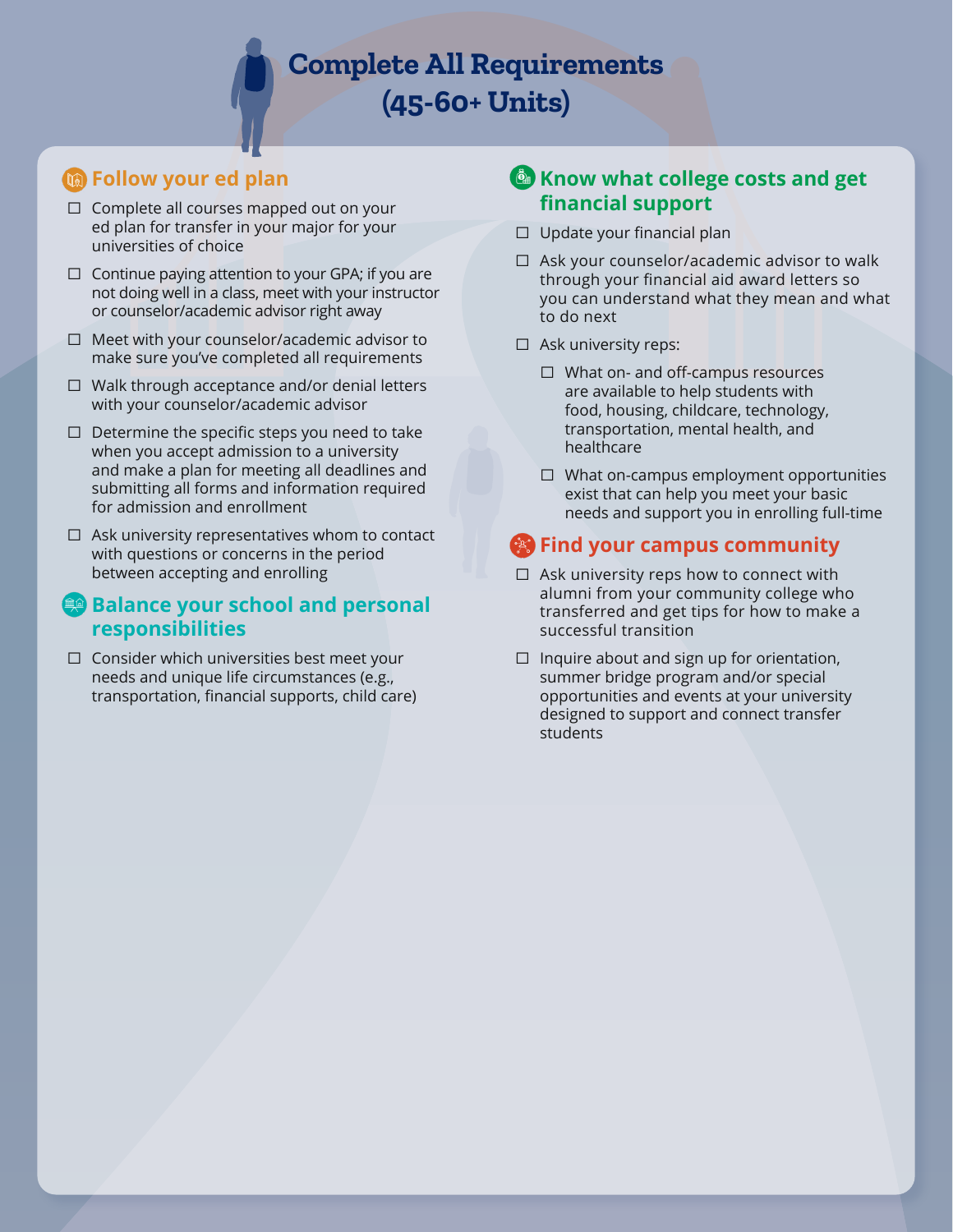# Complete All Requirements (45-60+ Units)

## Follow your ed plan

- ☐ Complete all courses mapped out on your ed plan for transfer in your major for your universities of choice
- ☐ Continue paying attention to your GPA; if you are not doing well in a class, meet with your instructor or counselor/academic advisor right away
- ☐ Meet with your counselor/academic advisor to make sure you've completed all requirements
- ☐ Walk through acceptance and/or denial letters with your counselor/academic advisor
- ☐ Determine the specific steps you need to take when you accept admission to a university and make a plan for meeting all deadlines and submitting all forms and information required for admission and enrollment
- ☐ Ask university representatives whom to contact with questions or concerns in the period between accepting and enrolling

## Balance your school and personal responsibilities

- ☐ Consider which universities best meet your needs and unique life circumstances (e.g., transportation, financial supports, child care)

## Know what college costs and get financial support

- ☐ Update your financial plan
- ☐ Ask your counselor/academic advisor to walk through your financial aid award letters so you can understand what they mean and what to do next
- ☐ Ask university reps:
  - ☐ What on- and off-campus resources are available to help students with food, housing, childcare, technology, transportation, mental health, and healthcare
  - ☐ What on-campus employment opportunities exist that can help you meet your basic needs and support you in enrolling full-time

## Find your campus community

- ☐ Ask university reps how to connect with alumni from your community college who transferred and get tips for how to make a successful transition
- ☐ Inquire about and sign up for orientation, summer bridge program and/or special opportunities and events at your university designed to support and connect transfer students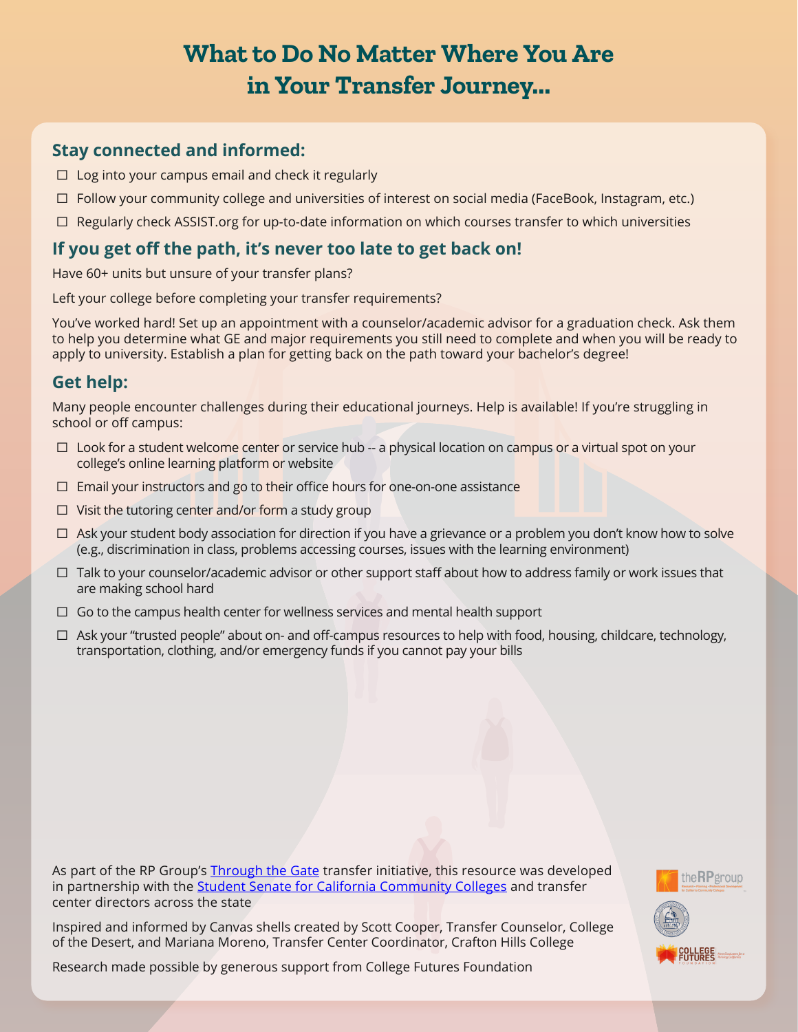# What to Do No Matter Where You Are in Your Transfer Journey...

## Stay connected and informed:

- ☐ Log into your campus email and check it regularly
- ☐ Follow your community college and universities of interest on social media (FaceBook, Instagram, etc.)
- ☐ Regularly check ASSIST.org for up-to-date information on which courses transfer to which universities

## If you get off the path, it's never too late to get back on!

Have 60+ units but unsure of your transfer plans?

Left your college before completing your transfer requirements?

You've worked hard! Set up an appointment with a counselor/academic advisor for a graduation check. Ask them to help you determine what GE and major requirements you still need to complete and when you will be ready to apply to university. Establish a plan for getting back on the path toward your bachelor's degree!

## Get help:

Many people encounter challenges during their educational journeys. Help is available! If you're struggling in school or off campus:

- ☐ Look for a student welcome center or service hub -- a physical location on campus or a virtual spot on your college's online learning platform or website
- ☐ Email your instructors and go to their office hours for one-on-one assistance
- ☐ Visit the tutoring center and/or form a study group
- ☐ Ask your student body association for direction if you have a grievance or a problem you don't know how to solve (e.g., discrimination in class, problems accessing courses, issues with the learning environment)
- ☐ Talk to your counselor/academic advisor or other support staff about how to address family or work issues that are making school hard
- ☐ Go to the campus health center for wellness services and mental health support
- ☐ Ask your "trusted people" about on- and off-campus resources to help with food, housing, childcare, technology, transportation, clothing, and/or emergency funds if you cannot pay your bills

As part of the RP Group's Through the Gate transfer initiative, this resource was developed in partnership with the Student Senate for California Community Colleges and transfer center directors across the state

Inspired and informed by Canvas shells created by Scott Cooper, Transfer Counselor, College of the Desert, and Mariana Moreno, Transfer Center Coordinator, Crafton Hills College

Research made possible by generous support from College Futures Foundation